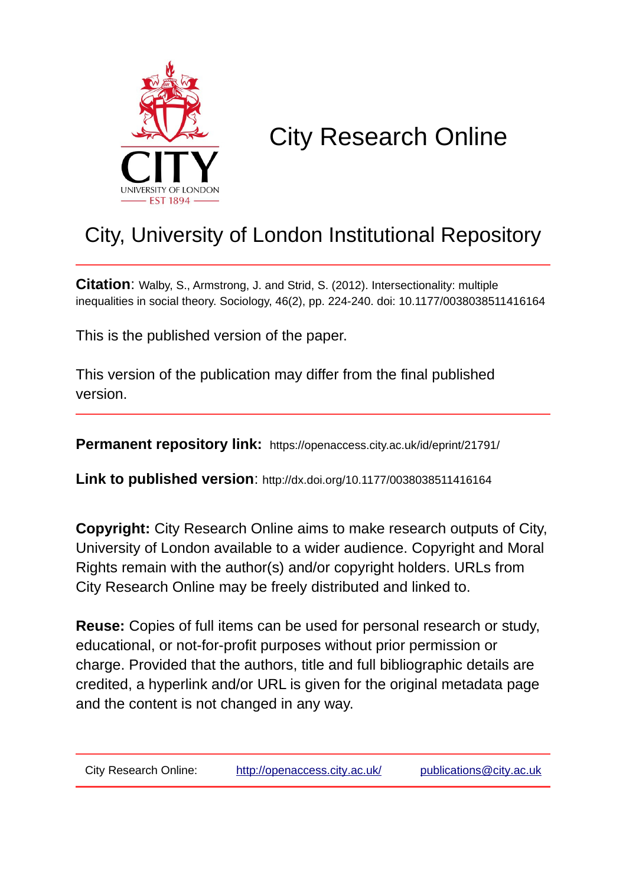CITY
UNIVERSITY OF LONDON
EST 1894

# City Research Online

## City, University of London Institutional Repository

**Citation**: Walby, S., Armstrong, J. and Strid, S. (2012). Intersectionality: multiple inequalities in social theory. Sociology, 46(2), pp. 224-240. doi: 10.1177/0038038511416164

This is the published version of the paper.

This version of the publication may differ from the final published version.

**Permanent repository link:** https://openaccess.city.ac.uk/id/eprint/21791/

**Link to published version**: http://dx.doi.org/10.1177/0038038511416164

**Copyright:** City Research Online aims to make research outputs of City, University of London available to a wider audience. Copyright and Moral Rights remain with the author(s) and/or copyright holders. URLs from City Research Online may be freely distributed and linked to.

**Reuse:** Copies of full items can be used for personal research or study, educational, or not-for-profit purposes without prior permission or charge. Provided that the authors, title and full bibliographic details are credited, a hyperlink and/or URL is given for the original metadata page and the content is not changed in any way.

City Research Online: http://openaccess.city.ac.uk/ publications@city.ac.uk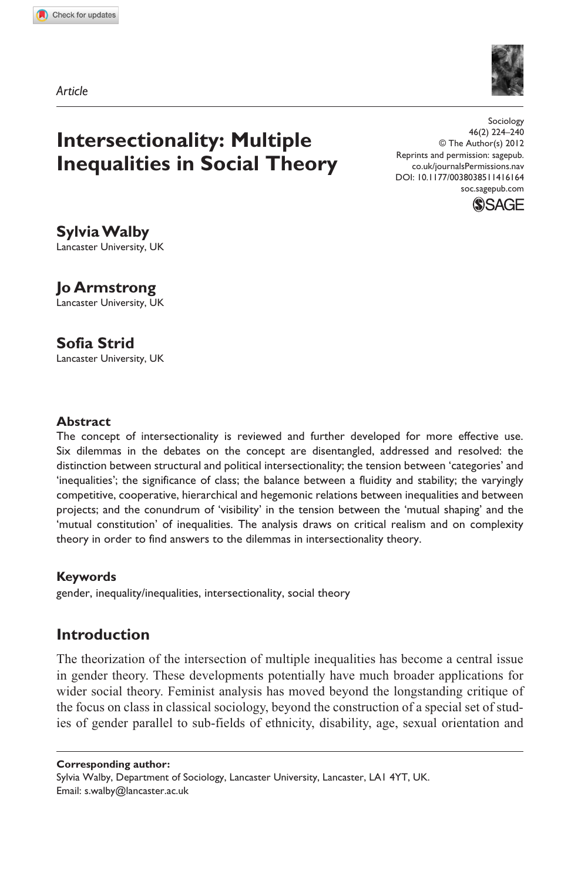*Article*

# Intersectionality: Multiple Inequalities in Social Theory

Sociology
46(2) 224–240
© The Author(s) 2012
Reprints and permission: sagepub.co.uk/journalsPermissions.nav
DOI: 10.1177/0038038511416164
soc.sagepub.com

**Sylvia Walby**
Lancaster University, UK

**Jo Armstrong**
Lancaster University, UK

**Sofia Strid**
Lancaster University, UK

## Abstract

The concept of intersectionality is reviewed and further developed for more effective use. Six dilemmas in the debates on the concept are disentangled, addressed and resolved: the distinction between structural and political intersectionality; the tension between 'categories' and 'inequalities'; the significance of class; the balance between a fluidity and stability; the varyingly competitive, cooperative, hierarchical and hegemonic relations between inequalities and between projects; and the conundrum of 'visibility' in the tension between the 'mutual shaping' and the 'mutual constitution' of inequalities. The analysis draws on critical realism and on complexity theory in order to find answers to the dilemmas in intersectionality theory.

## Keywords

gender, inequality/inequalities, intersectionality, social theory

## Introduction

The theorization of the intersection of multiple inequalities has become a central issue in gender theory. These developments potentially have much broader applications for wider social theory. Feminist analysis has moved beyond the longstanding critique of the focus on class in classical sociology, beyond the construction of a special set of studies of gender parallel to sub-fields of ethnicity, disability, age, sexual orientation and

**Corresponding author:**
Sylvia Walby, Department of Sociology, Lancaster University, Lancaster, LA1 4YT, UK.
Email: s.walby@lancaster.ac.uk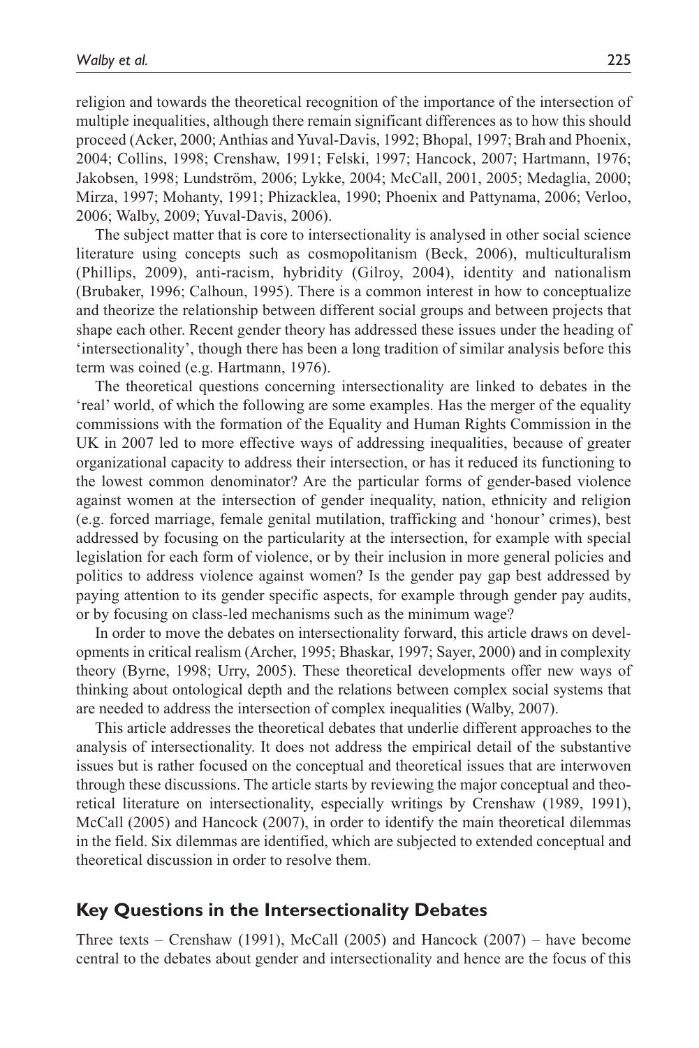religion and towards the theoretical recognition of the importance of the intersection of multiple inequalities, although there remain significant differences as to how this should proceed (Acker, 2000; Anthias and Yuval-Davis, 1992; Bhopal, 1997; Brah and Phoenix, 2004; Collins, 1998; Crenshaw, 1991; Felski, 1997; Hancock, 2007; Hartmann, 1976; Jakobsen, 1998; Lundström, 2006; Lykke, 2004; McCall, 2001, 2005; Medaglia, 2000; Mirza, 1997; Mohanty, 1991; Phizacklea, 1990; Phoenix and Pattynama, 2006; Verloo, 2006; Walby, 2009; Yuval-Davis, 2006).

The subject matter that is core to intersectionality is analysed in other social science literature using concepts such as cosmopolitanism (Beck, 2006), multiculturalism (Phillips, 2009), anti-racism, hybridity (Gilroy, 2004), identity and nationalism (Brubaker, 1996; Calhoun, 1995). There is a common interest in how to conceptualize and theorize the relationship between different social groups and between projects that shape each other. Recent gender theory has addressed these issues under the heading of 'intersectionality', though there has been a long tradition of similar analysis before this term was coined (e.g. Hartmann, 1976).

The theoretical questions concerning intersectionality are linked to debates in the 'real' world, of which the following are some examples. Has the merger of the equality commissions with the formation of the Equality and Human Rights Commission in the UK in 2007 led to more effective ways of addressing inequalities, because of greater organizational capacity to address their intersection, or has it reduced its functioning to the lowest common denominator? Are the particular forms of gender-based violence against women at the intersection of gender inequality, nation, ethnicity and religion (e.g. forced marriage, female genital mutilation, trafficking and 'honour' crimes), best addressed by focusing on the particularity at the intersection, for example with special legislation for each form of violence, or by their inclusion in more general policies and politics to address violence against women? Is the gender pay gap best addressed by paying attention to its gender specific aspects, for example through gender pay audits, or by focusing on class-led mechanisms such as the minimum wage?

In order to move the debates on intersectionality forward, this article draws on developments in critical realism (Archer, 1995; Bhaskar, 1997; Sayer, 2000) and in complexity theory (Byrne, 1998; Urry, 2005). These theoretical developments offer new ways of thinking about ontological depth and the relations between complex social systems that are needed to address the intersection of complex inequalities (Walby, 2007).

This article addresses the theoretical debates that underlie different approaches to the analysis of intersectionality. It does not address the empirical detail of the substantive issues but is rather focused on the conceptual and theoretical issues that are interwoven through these discussions. The article starts by reviewing the major conceptual and theoretical literature on intersectionality, especially writings by Crenshaw (1989, 1991), McCall (2005) and Hancock (2007), in order to identify the main theoretical dilemmas in the field. Six dilemmas are identified, which are subjected to extended conceptual and theoretical discussion in order to resolve them.

## Key Questions in the Intersectionality Debates

Three texts – Crenshaw (1991), McCall (2005) and Hancock (2007) – have become central to the debates about gender and intersectionality and hence are the focus of this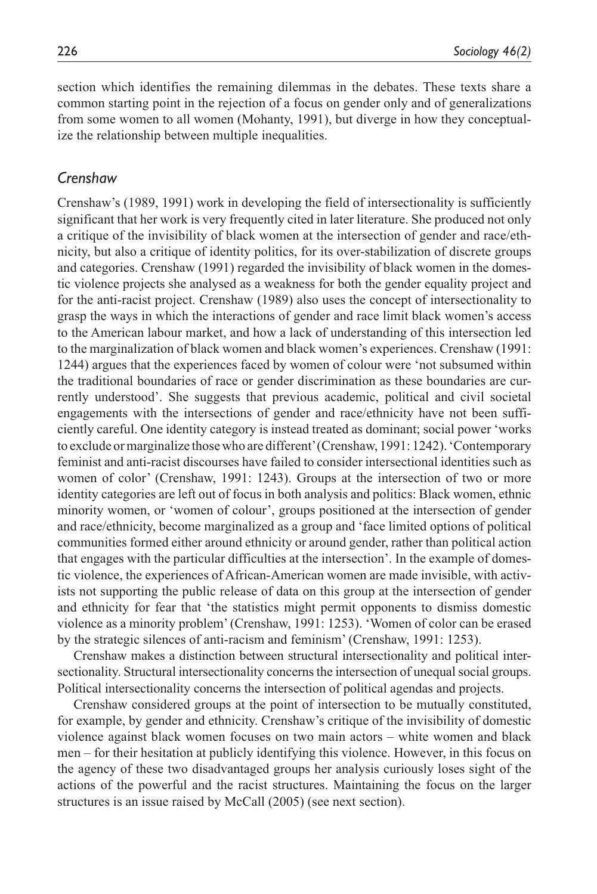section which identifies the remaining dilemmas in the debates. These texts share a common starting point in the rejection of a focus on gender only and of generalizations from some women to all women (Mohanty, 1991), but diverge in how they conceptualize the relationship between multiple inequalities.

## *Crenshaw*

Crenshaw's (1989, 1991) work in developing the field of intersectionality is sufficiently significant that her work is very frequently cited in later literature. She produced not only a critique of the invisibility of black women at the intersection of gender and race/ethnicity, but also a critique of identity politics, for its over-stabilization of discrete groups and categories. Crenshaw (1991) regarded the invisibility of black women in the domestic violence projects she analysed as a weakness for both the gender equality project and for the anti-racist project. Crenshaw (1989) also uses the concept of intersectionality to grasp the ways in which the interactions of gender and race limit black women's access to the American labour market, and how a lack of understanding of this intersection led to the marginalization of black women and black women's experiences. Crenshaw (1991: 1244) argues that the experiences faced by women of colour were 'not subsumed within the traditional boundaries of race or gender discrimination as these boundaries are currently understood'. She suggests that previous academic, political and civil societal engagements with the intersections of gender and race/ethnicity have not been sufficiently careful. One identity category is instead treated as dominant; social power 'works to exclude or marginalize those who are different' (Crenshaw, 1991: 1242). 'Contemporary feminist and anti-racist discourses have failed to consider intersectional identities such as women of color' (Crenshaw, 1991: 1243). Groups at the intersection of two or more identity categories are left out of focus in both analysis and politics: Black women, ethnic minority women, or 'women of colour', groups positioned at the intersection of gender and race/ethnicity, become marginalized as a group and 'face limited options of political communities formed either around ethnicity or around gender, rather than political action that engages with the particular difficulties at the intersection'. In the example of domestic violence, the experiences of African-American women are made invisible, with activists not supporting the public release of data on this group at the intersection of gender and ethnicity for fear that 'the statistics might permit opponents to dismiss domestic violence as a minority problem' (Crenshaw, 1991: 1253). 'Women of color can be erased by the strategic silences of anti-racism and feminism' (Crenshaw, 1991: 1253).

Crenshaw makes a distinction between structural intersectionality and political intersectionality. Structural intersectionality concerns the intersection of unequal social groups. Political intersectionality concerns the intersection of political agendas and projects.

Crenshaw considered groups at the point of intersection to be mutually constituted, for example, by gender and ethnicity. Crenshaw's critique of the invisibility of domestic violence against black women focuses on two main actors – white women and black men – for their hesitation at publicly identifying this violence. However, in this focus on the agency of these two disadvantaged groups her analysis curiously loses sight of the actions of the powerful and the racist structures. Maintaining the focus on the larger structures is an issue raised by McCall (2005) (see next section).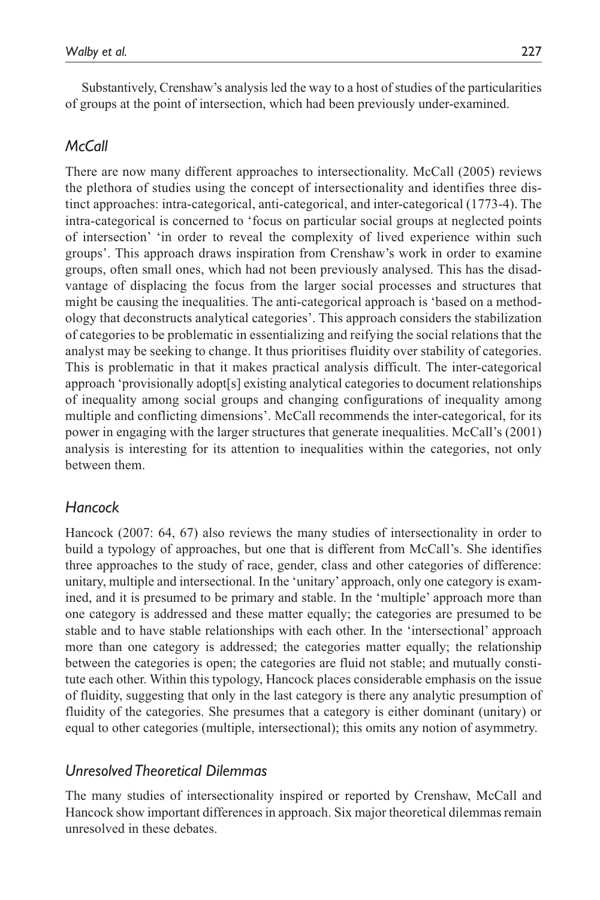Substantively, Crenshaw's analysis led the way to a host of studies of the particularities of groups at the point of intersection, which had been previously under-examined.

## *McCall*

There are now many different approaches to intersectionality. McCall (2005) reviews the plethora of studies using the concept of intersectionality and identifies three distinct approaches: intra-categorical, anti-categorical, and inter-categorical (1773-4). The intra-categorical is concerned to 'focus on particular social groups at neglected points of intersection' 'in order to reveal the complexity of lived experience within such groups'. This approach draws inspiration from Crenshaw's work in order to examine groups, often small ones, which had not been previously analysed. This has the disadvantage of displacing the focus from the larger social processes and structures that might be causing the inequalities. The anti-categorical approach is 'based on a methodology that deconstructs analytical categories'. This approach considers the stabilization of categories to be problematic in essentializing and reifying the social relations that the analyst may be seeking to change. It thus prioritises fluidity over stability of categories. This is problematic in that it makes practical analysis difficult. The inter-categorical approach 'provisionally adopt[s] existing analytical categories to document relationships of inequality among social groups and changing configurations of inequality among multiple and conflicting dimensions'. McCall recommends the inter-categorical, for its power in engaging with the larger structures that generate inequalities. McCall's (2001) analysis is interesting for its attention to inequalities within the categories, not only between them.

## *Hancock*

Hancock (2007: 64, 67) also reviews the many studies of intersectionality in order to build a typology of approaches, but one that is different from McCall's. She identifies three approaches to the study of race, gender, class and other categories of difference: unitary, multiple and intersectional. In the 'unitary' approach, only one category is examined, and it is presumed to be primary and stable. In the 'multiple' approach more than one category is addressed and these matter equally; the categories are presumed to be stable and to have stable relationships with each other. In the 'intersectional' approach more than one category is addressed; the categories matter equally; the relationship between the categories is open; the categories are fluid not stable; and mutually constitute each other. Within this typology, Hancock places considerable emphasis on the issue of fluidity, suggesting that only in the last category is there any analytic presumption of fluidity of the categories. She presumes that a category is either dominant (unitary) or equal to other categories (multiple, intersectional); this omits any notion of asymmetry.

## *Unresolved Theoretical Dilemmas*

The many studies of intersectionality inspired or reported by Crenshaw, McCall and Hancock show important differences in approach. Six major theoretical dilemmas remain unresolved in these debates.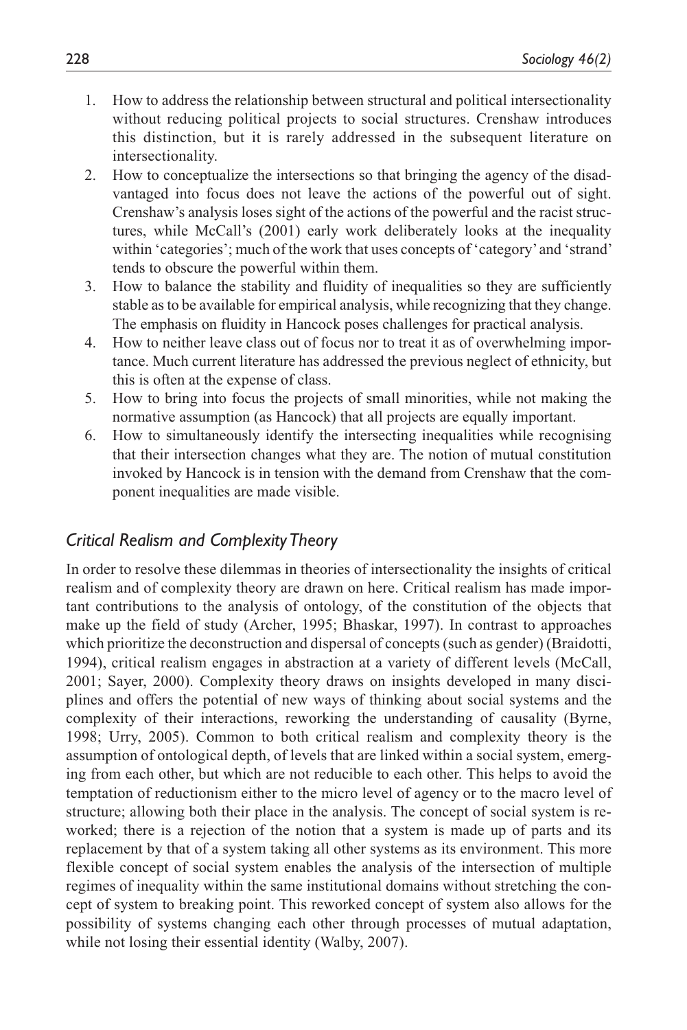1. How to address the relationship between structural and political intersectionality without reducing political projects to social structures. Crenshaw introduces this distinction, but it is rarely addressed in the subsequent literature on intersectionality.
2. How to conceptualize the intersections so that bringing the agency of the disadvantaged into focus does not leave the actions of the powerful out of sight. Crenshaw's analysis loses sight of the actions of the powerful and the racist structures, while McCall's (2001) early work deliberately looks at the inequality within 'categories'; much of the work that uses concepts of 'category' and 'strand' tends to obscure the powerful within them.
3. How to balance the stability and fluidity of inequalities so they are sufficiently stable as to be available for empirical analysis, while recognizing that they change. The emphasis on fluidity in Hancock poses challenges for practical analysis.
4. How to neither leave class out of focus nor to treat it as of overwhelming importance. Much current literature has addressed the previous neglect of ethnicity, but this is often at the expense of class.
5. How to bring into focus the projects of small minorities, while not making the normative assumption (as Hancock) that all projects are equally important.
6. How to simultaneously identify the intersecting inequalities while recognising that their intersection changes what they are. The notion of mutual constitution invoked by Hancock is in tension with the demand from Crenshaw that the component inequalities are made visible.

## *Critical Realism and Complexity Theory*

In order to resolve these dilemmas in theories of intersectionality the insights of critical realism and of complexity theory are drawn on here. Critical realism has made important contributions to the analysis of ontology, of the constitution of the objects that make up the field of study (Archer, 1995; Bhaskar, 1997). In contrast to approaches which prioritize the deconstruction and dispersal of concepts (such as gender) (Braidotti, 1994), critical realism engages in abstraction at a variety of different levels (McCall, 2001; Sayer, 2000). Complexity theory draws on insights developed in many disciplines and offers the potential of new ways of thinking about social systems and the complexity of their interactions, reworking the understanding of causality (Byrne, 1998; Urry, 2005). Common to both critical realism and complexity theory is the assumption of ontological depth, of levels that are linked within a social system, emerging from each other, but which are not reducible to each other. This helps to avoid the temptation of reductionism either to the micro level of agency or to the macro level of structure; allowing both their place in the analysis. The concept of social system is reworked; there is a rejection of the notion that a system is made up of parts and its replacement by that of a system taking all other systems as its environment. This more flexible concept of social system enables the analysis of the intersection of multiple regimes of inequality within the same institutional domains without stretching the concept of system to breaking point. This reworked concept of system also allows for the possibility of systems changing each other through processes of mutual adaptation, while not losing their essential identity (Walby, 2007).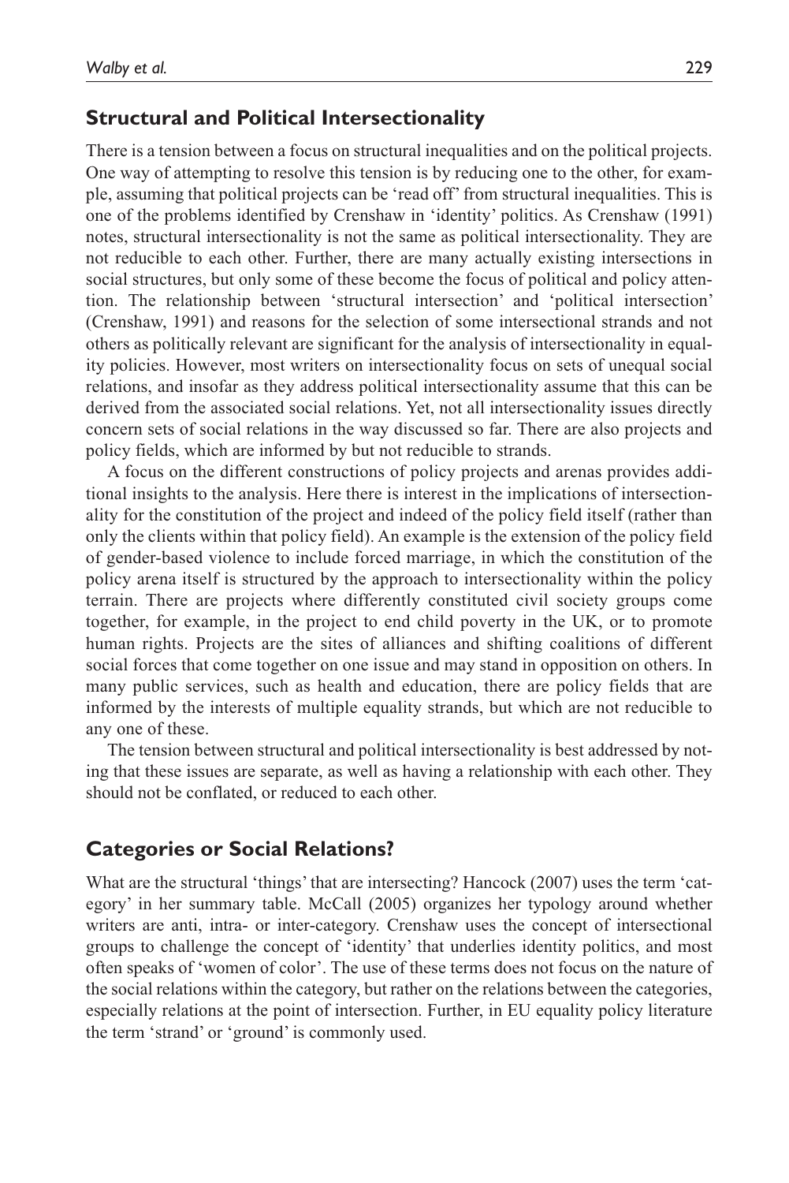## Structural and Political Intersectionality

There is a tension between a focus on structural inequalities and on the political projects. One way of attempting to resolve this tension is by reducing one to the other, for example, assuming that political projects can be 'read off' from structural inequalities. This is one of the problems identified by Crenshaw in 'identity' politics. As Crenshaw (1991) notes, structural intersectionality is not the same as political intersectionality. They are not reducible to each other. Further, there are many actually existing intersections in social structures, but only some of these become the focus of political and policy attention. The relationship between 'structural intersection' and 'political intersection' (Crenshaw, 1991) and reasons for the selection of some intersectional strands and not others as politically relevant are significant for the analysis of intersectionality in equality policies. However, most writers on intersectionality focus on sets of unequal social relations, and insofar as they address political intersectionality assume that this can be derived from the associated social relations. Yet, not all intersectionality issues directly concern sets of social relations in the way discussed so far. There are also projects and policy fields, which are informed by but not reducible to strands.

A focus on the different constructions of policy projects and arenas provides additional insights to the analysis. Here there is interest in the implications of intersectionality for the constitution of the project and indeed of the policy field itself (rather than only the clients within that policy field). An example is the extension of the policy field of gender-based violence to include forced marriage, in which the constitution of the policy arena itself is structured by the approach to intersectionality within the policy terrain. There are projects where differently constituted civil society groups come together, for example, in the project to end child poverty in the UK, or to promote human rights. Projects are the sites of alliances and shifting coalitions of different social forces that come together on one issue and may stand in opposition on others. In many public services, such as health and education, there are policy fields that are informed by the interests of multiple equality strands, but which are not reducible to any one of these.

The tension between structural and political intersectionality is best addressed by noting that these issues are separate, as well as having a relationship with each other. They should not be conflated, or reduced to each other.

## Categories or Social Relations?

What are the structural 'things' that are intersecting? Hancock (2007) uses the term 'category' in her summary table. McCall (2005) organizes her typology around whether writers are anti, intra- or inter-category. Crenshaw uses the concept of intersectional groups to challenge the concept of 'identity' that underlies identity politics, and most often speaks of 'women of color'. The use of these terms does not focus on the nature of the social relations within the category, but rather on the relations between the categories, especially relations at the point of intersection. Further, in EU equality policy literature the term 'strand' or 'ground' is commonly used.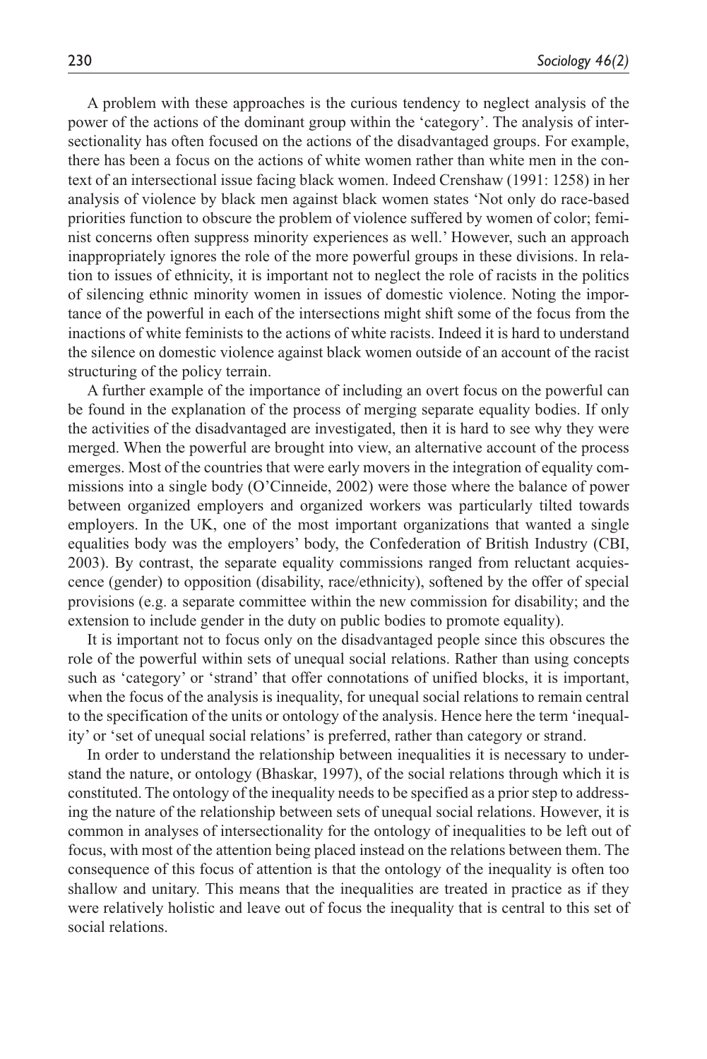A problem with these approaches is the curious tendency to neglect analysis of the power of the actions of the dominant group within the 'category'. The analysis of intersectionality has often focused on the actions of the disadvantaged groups. For example, there has been a focus on the actions of white women rather than white men in the context of an intersectional issue facing black women. Indeed Crenshaw (1991: 1258) in her analysis of violence by black men against black women states 'Not only do race-based priorities function to obscure the problem of violence suffered by women of color; feminist concerns often suppress minority experiences as well.' However, such an approach inappropriately ignores the role of the more powerful groups in these divisions. In relation to issues of ethnicity, it is important not to neglect the role of racists in the politics of silencing ethnic minority women in issues of domestic violence. Noting the importance of the powerful in each of the intersections might shift some of the focus from the inactions of white feminists to the actions of white racists. Indeed it is hard to understand the silence on domestic violence against black women outside of an account of the racist structuring of the policy terrain.

A further example of the importance of including an overt focus on the powerful can be found in the explanation of the process of merging separate equality bodies. If only the activities of the disadvantaged are investigated, then it is hard to see why they were merged. When the powerful are brought into view, an alternative account of the process emerges. Most of the countries that were early movers in the integration of equality commissions into a single body (O'Cinneide, 2002) were those where the balance of power between organized employers and organized workers was particularly tilted towards employers. In the UK, one of the most important organizations that wanted a single equalities body was the employers' body, the Confederation of British Industry (CBI, 2003). By contrast, the separate equality commissions ranged from reluctant acquiescence (gender) to opposition (disability, race/ethnicity), softened by the offer of special provisions (e.g. a separate committee within the new commission for disability; and the extension to include gender in the duty on public bodies to promote equality).

It is important not to focus only on the disadvantaged people since this obscures the role of the powerful within sets of unequal social relations. Rather than using concepts such as 'category' or 'strand' that offer connotations of unified blocks, it is important, when the focus of the analysis is inequality, for unequal social relations to remain central to the specification of the units or ontology of the analysis. Hence here the term 'inequality' or 'set of unequal social relations' is preferred, rather than category or strand.

In order to understand the relationship between inequalities it is necessary to understand the nature, or ontology (Bhaskar, 1997), of the social relations through which it is constituted. The ontology of the inequality needs to be specified as a prior step to addressing the nature of the relationship between sets of unequal social relations. However, it is common in analyses of intersectionality for the ontology of inequalities to be left out of focus, with most of the attention being placed instead on the relations between them. The consequence of this focus of attention is that the ontology of the inequality is often too shallow and unitary. This means that the inequalities are treated in practice as if they were relatively holistic and leave out of focus the inequality that is central to this set of social relations.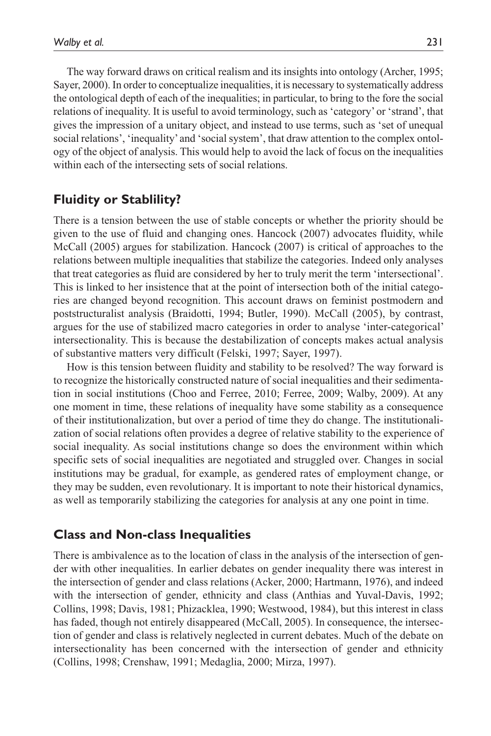The way forward draws on critical realism and its insights into ontology (Archer, 1995; Sayer, 2000). In order to conceptualize inequalities, it is necessary to systematically address the ontological depth of each of the inequalities; in particular, to bring to the fore the social relations of inequality. It is useful to avoid terminology, such as 'category' or 'strand', that gives the impression of a unitary object, and instead to use terms, such as 'set of unequal social relations', 'inequality' and 'social system', that draw attention to the complex ontology of the object of analysis. This would help to avoid the lack of focus on the inequalities within each of the intersecting sets of social relations.

## Fluidity or Stablility?

There is a tension between the use of stable concepts or whether the priority should be given to the use of fluid and changing ones. Hancock (2007) advocates fluidity, while McCall (2005) argues for stabilization. Hancock (2007) is critical of approaches to the relations between multiple inequalities that stabilize the categories. Indeed only analyses that treat categories as fluid are considered by her to truly merit the term 'intersectional'. This is linked to her insistence that at the point of intersection both of the initial categories are changed beyond recognition. This account draws on feminist postmodern and poststructuralist analysis (Braidotti, 1994; Butler, 1990). McCall (2005), by contrast, argues for the use of stabilized macro categories in order to analyse 'inter-categorical' intersectionality. This is because the destabilization of concepts makes actual analysis of substantive matters very difficult (Felski, 1997; Sayer, 1997).

How is this tension between fluidity and stability to be resolved? The way forward is to recognize the historically constructed nature of social inequalities and their sedimentation in social institutions (Choo and Ferree, 2010; Ferree, 2009; Walby, 2009). At any one moment in time, these relations of inequality have some stability as a consequence of their institutionalization, but over a period of time they do change. The institutionalization of social relations often provides a degree of relative stability to the experience of social inequality. As social institutions change so does the environment within which specific sets of social inequalities are negotiated and struggled over. Changes in social institutions may be gradual, for example, as gendered rates of employment change, or they may be sudden, even revolutionary. It is important to note their historical dynamics, as well as temporarily stabilizing the categories for analysis at any one point in time.

## Class and Non-class Inequalities

There is ambivalence as to the location of class in the analysis of the intersection of gender with other inequalities. In earlier debates on gender inequality there was interest in the intersection of gender and class relations (Acker, 2000; Hartmann, 1976), and indeed with the intersection of gender, ethnicity and class (Anthias and Yuval-Davis, 1992; Collins, 1998; Davis, 1981; Phizacklea, 1990; Westwood, 1984), but this interest in class has faded, though not entirely disappeared (McCall, 2005). In consequence, the intersection of gender and class is relatively neglected in current debates. Much of the debate on intersectionality has been concerned with the intersection of gender and ethnicity (Collins, 1998; Crenshaw, 1991; Medaglia, 2000; Mirza, 1997).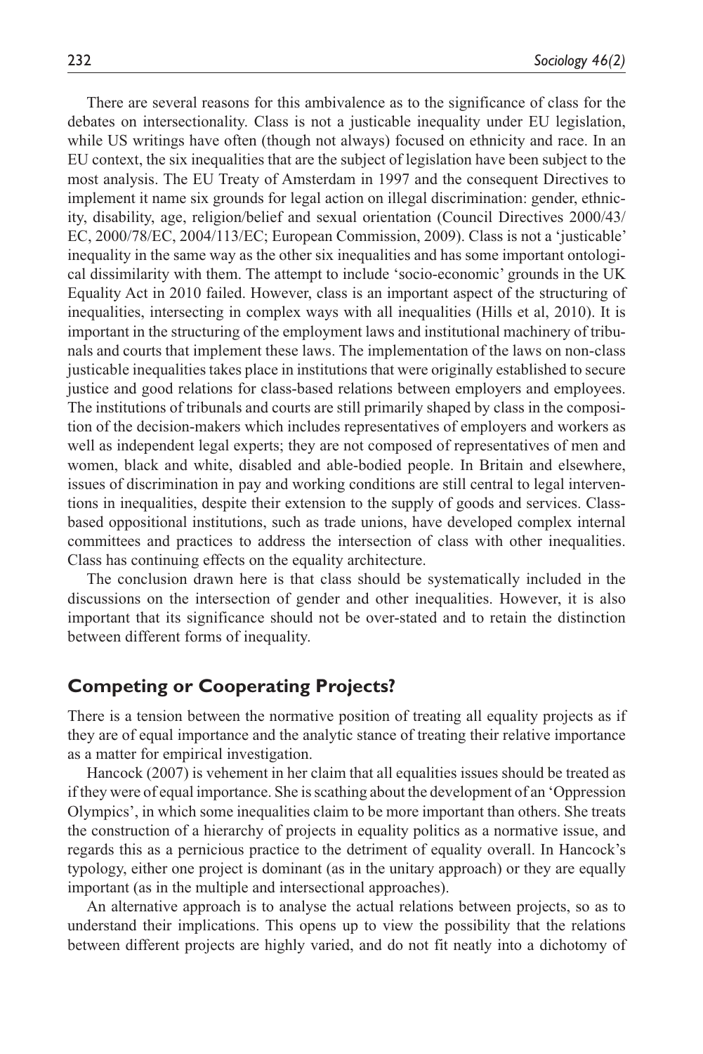There are several reasons for this ambivalence as to the significance of class for the debates on intersectionality. Class is not a justicable inequality under EU legislation, while US writings have often (though not always) focused on ethnicity and race. In an EU context, the six inequalities that are the subject of legislation have been subject to the most analysis. The EU Treaty of Amsterdam in 1997 and the consequent Directives to implement it name six grounds for legal action on illegal discrimination: gender, ethnicity, disability, age, religion/belief and sexual orientation (Council Directives 2000/43/EC, 2000/78/EC, 2004/113/EC; European Commission, 2009). Class is not a 'justicable' inequality in the same way as the other six inequalities and has some important ontological dissimilarity with them. The attempt to include 'socio-economic' grounds in the UK Equality Act in 2010 failed. However, class is an important aspect of the structuring of inequalities, intersecting in complex ways with all inequalities (Hills et al, 2010). It is important in the structuring of the employment laws and institutional machinery of tribunals and courts that implement these laws. The implementation of the laws on non-class justicable inequalities takes place in institutions that were originally established to secure justice and good relations for class-based relations between employers and employees. The institutions of tribunals and courts are still primarily shaped by class in the composition of the decision-makers which includes representatives of employers and workers as well as independent legal experts; they are not composed of representatives of men and women, black and white, disabled and able-bodied people. In Britain and elsewhere, issues of discrimination in pay and working conditions are still central to legal interventions in inequalities, despite their extension to the supply of goods and services. Class-based oppositional institutions, such as trade unions, have developed complex internal committees and practices to address the intersection of class with other inequalities. Class has continuing effects on the equality architecture.

The conclusion drawn here is that class should be systematically included in the discussions on the intersection of gender and other inequalities. However, it is also important that its significance should not be over-stated and to retain the distinction between different forms of inequality.

## Competing or Cooperating Projects?

There is a tension between the normative position of treating all equality projects as if they are of equal importance and the analytic stance of treating their relative importance as a matter for empirical investigation.

Hancock (2007) is vehement in her claim that all equalities issues should be treated as if they were of equal importance. She is scathing about the development of an 'Oppression Olympics', in which some inequalities claim to be more important than others. She treats the construction of a hierarchy of projects in equality politics as a normative issue, and regards this as a pernicious practice to the detriment of equality overall. In Hancock's typology, either one project is dominant (as in the unitary approach) or they are equally important (as in the multiple and intersectional approaches).

An alternative approach is to analyse the actual relations between projects, so as to understand their implications. This opens up to view the possibility that the relations between different projects are highly varied, and do not fit neatly into a dichotomy of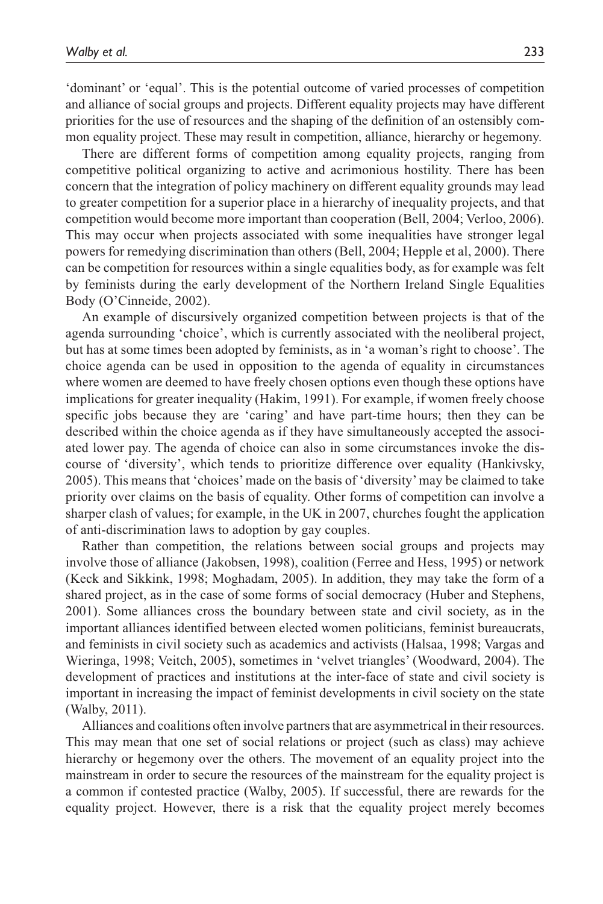'dominant' or 'equal'. This is the potential outcome of varied processes of competition and alliance of social groups and projects. Different equality projects may have different priorities for the use of resources and the shaping of the definition of an ostensibly common equality project. These may result in competition, alliance, hierarchy or hegemony.

There are different forms of competition among equality projects, ranging from competitive political organizing to active and acrimonious hostility. There has been concern that the integration of policy machinery on different equality grounds may lead to greater competition for a superior place in a hierarchy of inequality projects, and that competition would become more important than cooperation (Bell, 2004; Verloo, 2006). This may occur when projects associated with some inequalities have stronger legal powers for remedying discrimination than others (Bell, 2004; Hepple et al, 2000). There can be competition for resources within a single equalities body, as for example was felt by feminists during the early development of the Northern Ireland Single Equalities Body (O'Cinneide, 2002).

An example of discursively organized competition between projects is that of the agenda surrounding 'choice', which is currently associated with the neoliberal project, but has at some times been adopted by feminists, as in 'a woman's right to choose'. The choice agenda can be used in opposition to the agenda of equality in circumstances where women are deemed to have freely chosen options even though these options have implications for greater inequality (Hakim, 1991). For example, if women freely choose specific jobs because they are 'caring' and have part-time hours; then they can be described within the choice agenda as if they have simultaneously accepted the associated lower pay. The agenda of choice can also in some circumstances invoke the discourse of 'diversity', which tends to prioritize difference over equality (Hankivsky, 2005). This means that 'choices' made on the basis of 'diversity' may be claimed to take priority over claims on the basis of equality. Other forms of competition can involve a sharper clash of values; for example, in the UK in 2007, churches fought the application of anti-discrimination laws to adoption by gay couples.

Rather than competition, the relations between social groups and projects may involve those of alliance (Jakobsen, 1998), coalition (Ferree and Hess, 1995) or network (Keck and Sikkink, 1998; Moghadam, 2005). In addition, they may take the form of a shared project, as in the case of some forms of social democracy (Huber and Stephens, 2001). Some alliances cross the boundary between state and civil society, as in the important alliances identified between elected women politicians, feminist bureaucrats, and feminists in civil society such as academics and activists (Halsaa, 1998; Vargas and Wieringa, 1998; Veitch, 2005), sometimes in 'velvet triangles' (Woodward, 2004). The development of practices and institutions at the inter-face of state and civil society is important in increasing the impact of feminist developments in civil society on the state (Walby, 2011).

Alliances and coalitions often involve partners that are asymmetrical in their resources. This may mean that one set of social relations or project (such as class) may achieve hierarchy or hegemony over the others. The movement of an equality project into the mainstream in order to secure the resources of the mainstream for the equality project is a common if contested practice (Walby, 2005). If successful, there are rewards for the equality project. However, there is a risk that the equality project merely becomes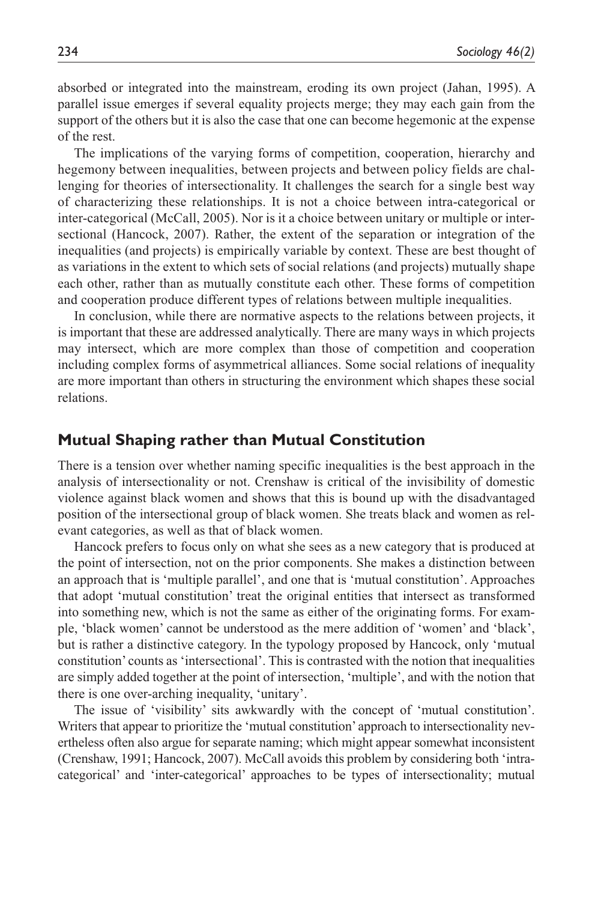absorbed or integrated into the mainstream, eroding its own project (Jahan, 1995). A parallel issue emerges if several equality projects merge; they may each gain from the support of the others but it is also the case that one can become hegemonic at the expense of the rest.

The implications of the varying forms of competition, cooperation, hierarchy and hegemony between inequalities, between projects and between policy fields are challenging for theories of intersectionality. It challenges the search for a single best way of characterizing these relationships. It is not a choice between intra-categorical or inter-categorical (McCall, 2005). Nor is it a choice between unitary or multiple or intersectional (Hancock, 2007). Rather, the extent of the separation or integration of the inequalities (and projects) is empirically variable by context. These are best thought of as variations in the extent to which sets of social relations (and projects) mutually shape each other, rather than as mutually constitute each other. These forms of competition and cooperation produce different types of relations between multiple inequalities.

In conclusion, while there are normative aspects to the relations between projects, it is important that these are addressed analytically. There are many ways in which projects may intersect, which are more complex than those of competition and cooperation including complex forms of asymmetrical alliances. Some social relations of inequality are more important than others in structuring the environment which shapes these social relations.

## Mutual Shaping rather than Mutual Constitution

There is a tension over whether naming specific inequalities is the best approach in the analysis of intersectionality or not. Crenshaw is critical of the invisibility of domestic violence against black women and shows that this is bound up with the disadvantaged position of the intersectional group of black women. She treats black and women as relevant categories, as well as that of black women.

Hancock prefers to focus only on what she sees as a new category that is produced at the point of intersection, not on the prior components. She makes a distinction between an approach that is 'multiple parallel', and one that is 'mutual constitution'. Approaches that adopt 'mutual constitution' treat the original entities that intersect as transformed into something new, which is not the same as either of the originating forms. For example, 'black women' cannot be understood as the mere addition of 'women' and 'black', but is rather a distinctive category. In the typology proposed by Hancock, only 'mutual constitution' counts as 'intersectional'. This is contrasted with the notion that inequalities are simply added together at the point of intersection, 'multiple', and with the notion that there is one over-arching inequality, 'unitary'.

The issue of 'visibility' sits awkwardly with the concept of 'mutual constitution'. Writers that appear to prioritize the 'mutual constitution' approach to intersectionality nevertheless often also argue for separate naming; which might appear somewhat inconsistent (Crenshaw, 1991; Hancock, 2007). McCall avoids this problem by considering both 'intra-categorical' and 'inter-categorical' approaches to be types of intersectionality; mutual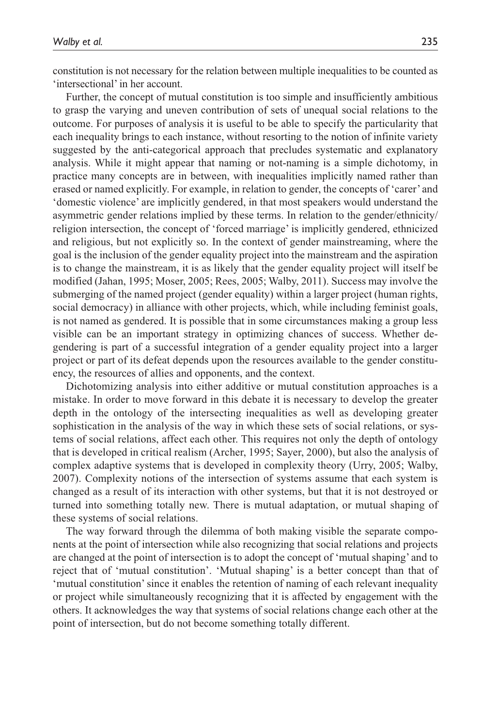constitution is not necessary for the relation between multiple inequalities to be counted as 'intersectional' in her account.

Further, the concept of mutual constitution is too simple and insufficiently ambitious to grasp the varying and uneven contribution of sets of unequal social relations to the outcome. For purposes of analysis it is useful to be able to specify the particularity that each inequality brings to each instance, without resorting to the notion of infinite variety suggested by the anti-categorical approach that precludes systematic and explanatory analysis. While it might appear that naming or not-naming is a simple dichotomy, in practice many concepts are in between, with inequalities implicitly named rather than erased or named explicitly. For example, in relation to gender, the concepts of 'carer' and 'domestic violence' are implicitly gendered, in that most speakers would understand the asymmetric gender relations implied by these terms. In relation to the gender/ethnicity/religion intersection, the concept of 'forced marriage' is implicitly gendered, ethnicized and religious, but not explicitly so. In the context of gender mainstreaming, where the goal is the inclusion of the gender equality project into the mainstream and the aspiration is to change the mainstream, it is as likely that the gender equality project will itself be modified (Jahan, 1995; Moser, 2005; Rees, 2005; Walby, 2011). Success may involve the submerging of the named project (gender equality) within a larger project (human rights, social democracy) in alliance with other projects, which, while including feminist goals, is not named as gendered. It is possible that in some circumstances making a group less visible can be an important strategy in optimizing chances of success. Whether de-gendering is part of a successful integration of a gender equality project into a larger project or part of its defeat depends upon the resources available to the gender constituency, the resources of allies and opponents, and the context.

Dichotomizing analysis into either additive or mutual constitution approaches is a mistake. In order to move forward in this debate it is necessary to develop the greater depth in the ontology of the intersecting inequalities as well as developing greater sophistication in the analysis of the way in which these sets of social relations, or systems of social relations, affect each other. This requires not only the depth of ontology that is developed in critical realism (Archer, 1995; Sayer, 2000), but also the analysis of complex adaptive systems that is developed in complexity theory (Urry, 2005; Walby, 2007). Complexity notions of the intersection of systems assume that each system is changed as a result of its interaction with other systems, but that it is not destroyed or turned into something totally new. There is mutual adaptation, or mutual shaping of these systems of social relations.

The way forward through the dilemma of both making visible the separate components at the point of intersection while also recognizing that social relations and projects are changed at the point of intersection is to adopt the concept of 'mutual shaping' and to reject that of 'mutual constitution'. 'Mutual shaping' is a better concept than that of 'mutual constitution' since it enables the retention of naming of each relevant inequality or project while simultaneously recognizing that it is affected by engagement with the others. It acknowledges the way that systems of social relations change each other at the point of intersection, but do not become something totally different.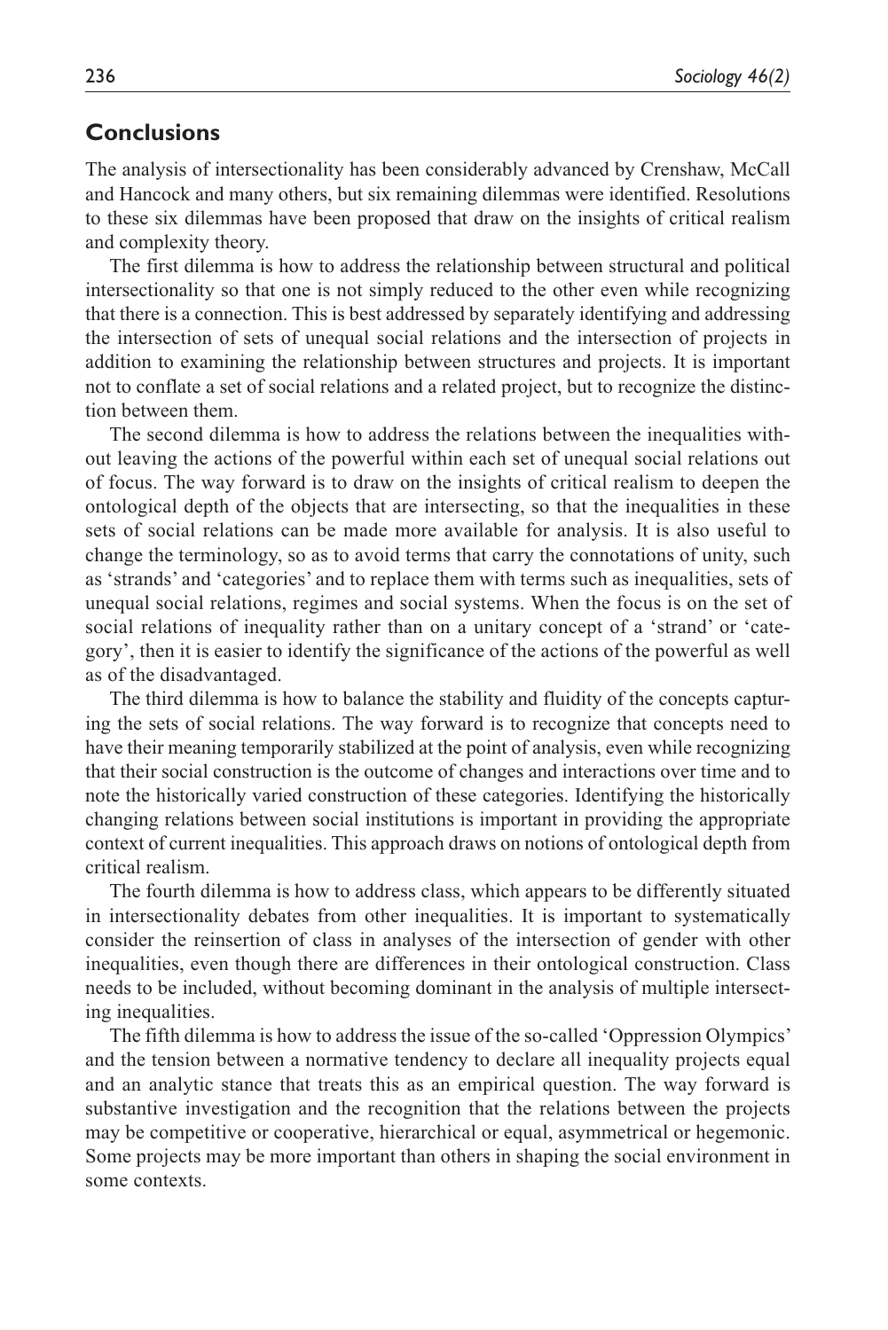## Conclusions

The analysis of intersectionality has been considerably advanced by Crenshaw, McCall and Hancock and many others, but six remaining dilemmas were identified. Resolutions to these six dilemmas have been proposed that draw on the insights of critical realism and complexity theory.

The first dilemma is how to address the relationship between structural and political intersectionality so that one is not simply reduced to the other even while recognizing that there is a connection. This is best addressed by separately identifying and addressing the intersection of sets of unequal social relations and the intersection of projects in addition to examining the relationship between structures and projects. It is important not to conflate a set of social relations and a related project, but to recognize the distinction between them.

The second dilemma is how to address the relations between the inequalities without leaving the actions of the powerful within each set of unequal social relations out of focus. The way forward is to draw on the insights of critical realism to deepen the ontological depth of the objects that are intersecting, so that the inequalities in these sets of social relations can be made more available for analysis. It is also useful to change the terminology, so as to avoid terms that carry the connotations of unity, such as 'strands' and 'categories' and to replace them with terms such as inequalities, sets of unequal social relations, regimes and social systems. When the focus is on the set of social relations of inequality rather than on a unitary concept of a 'strand' or 'category', then it is easier to identify the significance of the actions of the powerful as well as of the disadvantaged.

The third dilemma is how to balance the stability and fluidity of the concepts capturing the sets of social relations. The way forward is to recognize that concepts need to have their meaning temporarily stabilized at the point of analysis, even while recognizing that their social construction is the outcome of changes and interactions over time and to note the historically varied construction of these categories. Identifying the historically changing relations between social institutions is important in providing the appropriate context of current inequalities. This approach draws on notions of ontological depth from critical realism.

The fourth dilemma is how to address class, which appears to be differently situated in intersectionality debates from other inequalities. It is important to systematically consider the reinsertion of class in analyses of the intersection of gender with other inequalities, even though there are differences in their ontological construction. Class needs to be included, without becoming dominant in the analysis of multiple intersecting inequalities.

The fifth dilemma is how to address the issue of the so-called 'Oppression Olympics' and the tension between a normative tendency to declare all inequality projects equal and an analytic stance that treats this as an empirical question. The way forward is substantive investigation and the recognition that the relations between the projects may be competitive or cooperative, hierarchical or equal, asymmetrical or hegemonic. Some projects may be more important than others in shaping the social environment in some contexts.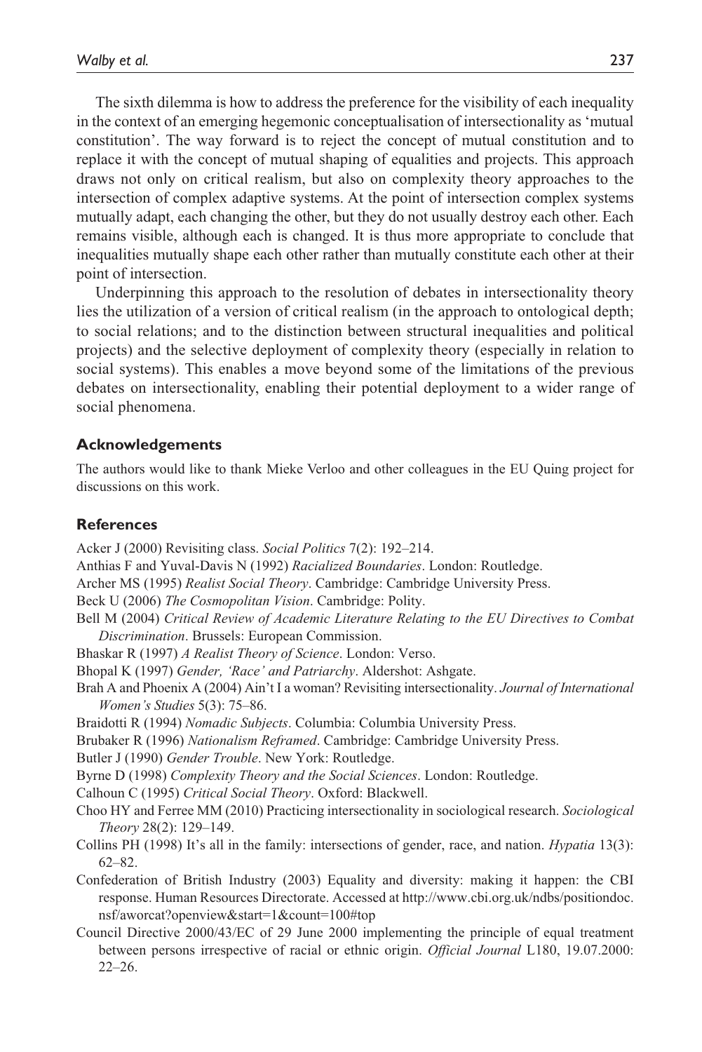The sixth dilemma is how to address the preference for the visibility of each inequality in the context of an emerging hegemonic conceptualisation of intersectionality as 'mutual constitution'. The way forward is to reject the concept of mutual constitution and to replace it with the concept of mutual shaping of equalities and projects. This approach draws not only on critical realism, but also on complexity theory approaches to the intersection of complex adaptive systems. At the point of intersection complex systems mutually adapt, each changing the other, but they do not usually destroy each other. Each remains visible, although each is changed. It is thus more appropriate to conclude that inequalities mutually shape each other rather than mutually constitute each other at their point of intersection.

Underpinning this approach to the resolution of debates in intersectionality theory lies the utilization of a version of critical realism (in the approach to ontological depth; to social relations; and to the distinction between structural inequalities and political projects) and the selective deployment of complexity theory (especially in relation to social systems). This enables a move beyond some of the limitations of the previous debates on intersectionality, enabling their potential deployment to a wider range of social phenomena.

## Acknowledgements

The authors would like to thank Mieke Verloo and other colleagues in the EU Quing project for discussions on this work.

## References

Acker J (2000) Revisiting class. *Social Politics* 7(2): 192–214.

Anthias F and Yuval-Davis N (1992) *Racialized Boundaries*. London: Routledge.

Archer MS (1995) *Realist Social Theory*. Cambridge: Cambridge University Press.

Beck U (2006) *The Cosmopolitan Vision*. Cambridge: Polity.

Bell M (2004) *Critical Review of Academic Literature Relating to the EU Directives to Combat Discrimination*. Brussels: European Commission.

Bhaskar R (1997) *A Realist Theory of Science*. London: Verso.

Bhopal K (1997) *Gender, 'Race' and Patriarchy*. Aldershot: Ashgate.

Brah A and Phoenix A (2004) Ain't I a woman? Revisiting intersectionality. *Journal of International Women's Studies* 5(3): 75–86.

Braidotti R (1994) *Nomadic Subjects*. Columbia: Columbia University Press.

Brubaker R (1996) *Nationalism Reframed*. Cambridge: Cambridge University Press.

Butler J (1990) *Gender Trouble*. New York: Routledge.

Byrne D (1998) *Complexity Theory and the Social Sciences*. London: Routledge.

Calhoun C (1995) *Critical Social Theory*. Oxford: Blackwell.

Choo HY and Ferree MM (2010) Practicing intersectionality in sociological research. *Sociological Theory* 28(2): 129–149.

Collins PH (1998) It's all in the family: intersections of gender, race, and nation. *Hypatia* 13(3): 62–82.

Confederation of British Industry (2003) Equality and diversity: making it happen: the CBI response. Human Resources Directorate. Accessed at http://www.cbi.org.uk/ndbs/positiondoc.nsf/aworcat?openview&start=1&count=100#top

Council Directive 2000/43/EC of 29 June 2000 implementing the principle of equal treatment between persons irrespective of racial or ethnic origin. *Official Journal* L180, 19.07.2000: 22–26.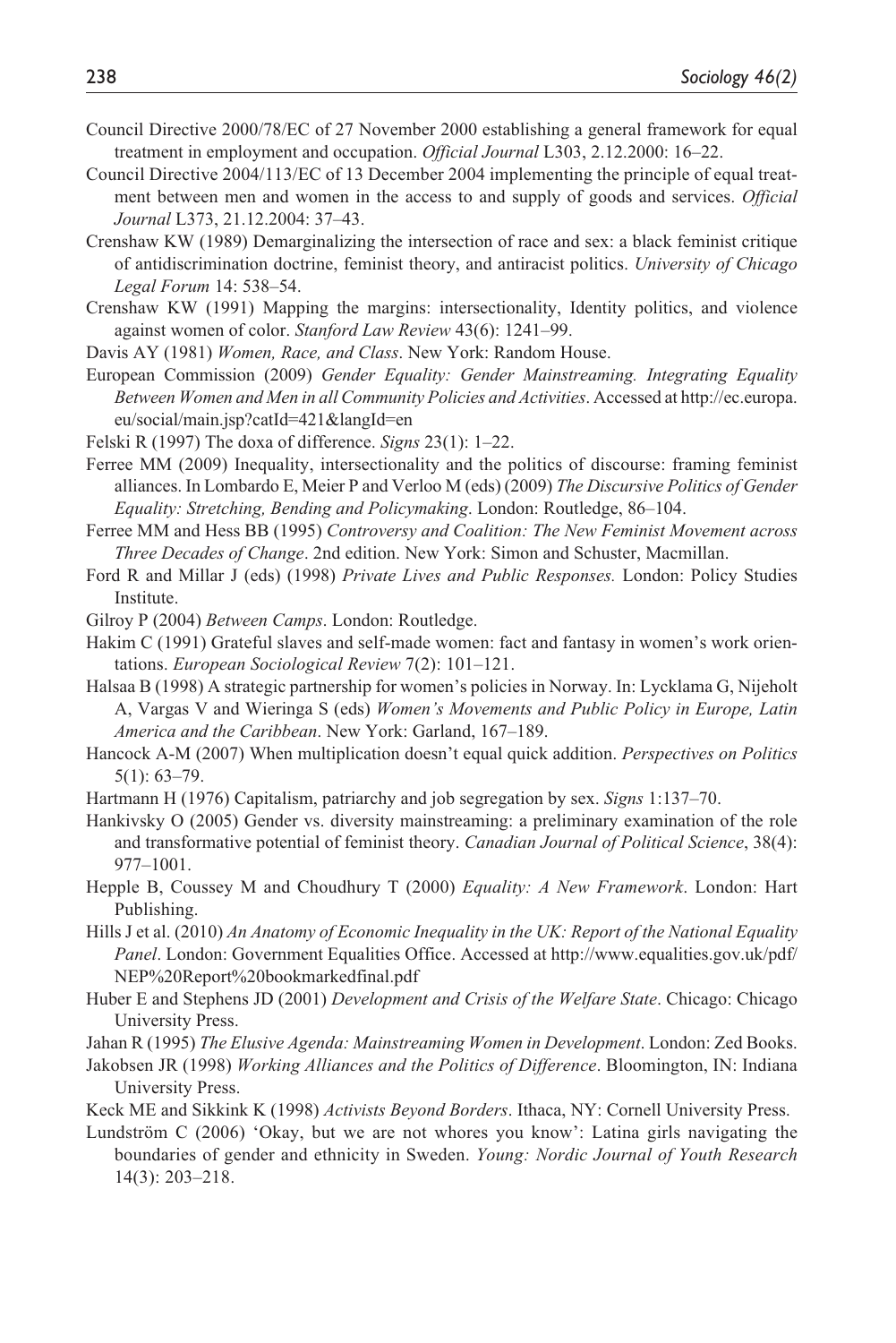Council Directive 2000/78/EC of 27 November 2000 establishing a general framework for equal treatment in employment and occupation. *Official Journal* L303, 2.12.2000: 16–22.

Council Directive 2004/113/EC of 13 December 2004 implementing the principle of equal treatment between men and women in the access to and supply of goods and services. *Official Journal* L373, 21.12.2004: 37–43.

Crenshaw KW (1989) Demarginalizing the intersection of race and sex: a black feminist critique of antidiscrimination doctrine, feminist theory, and antiracist politics. *University of Chicago Legal Forum* 14: 538–54.

Crenshaw KW (1991) Mapping the margins: intersectionality, Identity politics, and violence against women of color. *Stanford Law Review* 43(6): 1241–99.

Davis AY (1981) *Women, Race, and Class*. New York: Random House.

European Commission (2009) *Gender Equality: Gender Mainstreaming. Integrating Equality Between Women and Men in all Community Policies and Activities*. Accessed at http://ec.europa.eu/social/main.jsp?catId=421&langId=en

Felski R (1997) The doxa of difference. *Signs* 23(1): 1–22.

Ferree MM (2009) Inequality, intersectionality and the politics of discourse: framing feminist alliances. In Lombardo E, Meier P and Verloo M (eds) (2009) *The Discursive Politics of Gender Equality: Stretching, Bending and Policymaking*. London: Routledge, 86–104.

Ferree MM and Hess BB (1995) *Controversy and Coalition: The New Feminist Movement across Three Decades of Change*. 2nd edition. New York: Simon and Schuster, Macmillan.

Ford R and Millar J (eds) (1998) *Private Lives and Public Responses.* London: Policy Studies Institute.

Gilroy P (2004) *Between Camps*. London: Routledge.

Hakim C (1991) Grateful slaves and self-made women: fact and fantasy in women's work orientations. *European Sociological Review* 7(2): 101–121.

Halsaa B (1998) A strategic partnership for women's policies in Norway. In: Lycklama G, Nijeholt A, Vargas V and Wieringa S (eds) *Women's Movements and Public Policy in Europe, Latin America and the Caribbean*. New York: Garland, 167–189.

Hancock A-M (2007) When multiplication doesn't equal quick addition. *Perspectives on Politics* 5(1): 63–79.

Hartmann H (1976) Capitalism, patriarchy and job segregation by sex. *Signs* 1:137–70.

Hankivsky O (2005) Gender vs. diversity mainstreaming: a preliminary examination of the role and transformative potential of feminist theory. *Canadian Journal of Political Science*, 38(4): 977–1001.

Hepple B, Coussey M and Choudhury T (2000) *Equality: A New Framework*. London: Hart Publishing.

Hills J et al. (2010) *An Anatomy of Economic Inequality in the UK: Report of the National Equality Panel*. London: Government Equalities Office. Accessed at http://www.equalities.gov.uk/pdf/NEP%20Report%20bookmarkedfinal.pdf

Huber E and Stephens JD (2001) *Development and Crisis of the Welfare State*. Chicago: Chicago University Press.

Jahan R (1995) *The Elusive Agenda: Mainstreaming Women in Development*. London: Zed Books.

Jakobsen JR (1998) *Working Alliances and the Politics of Difference*. Bloomington, IN: Indiana University Press.

Keck ME and Sikkink K (1998) *Activists Beyond Borders*. Ithaca, NY: Cornell University Press.

Lundström C (2006) 'Okay, but we are not whores you know': Latina girls navigating the boundaries of gender and ethnicity in Sweden. *Young: Nordic Journal of Youth Research* 14(3): 203–218.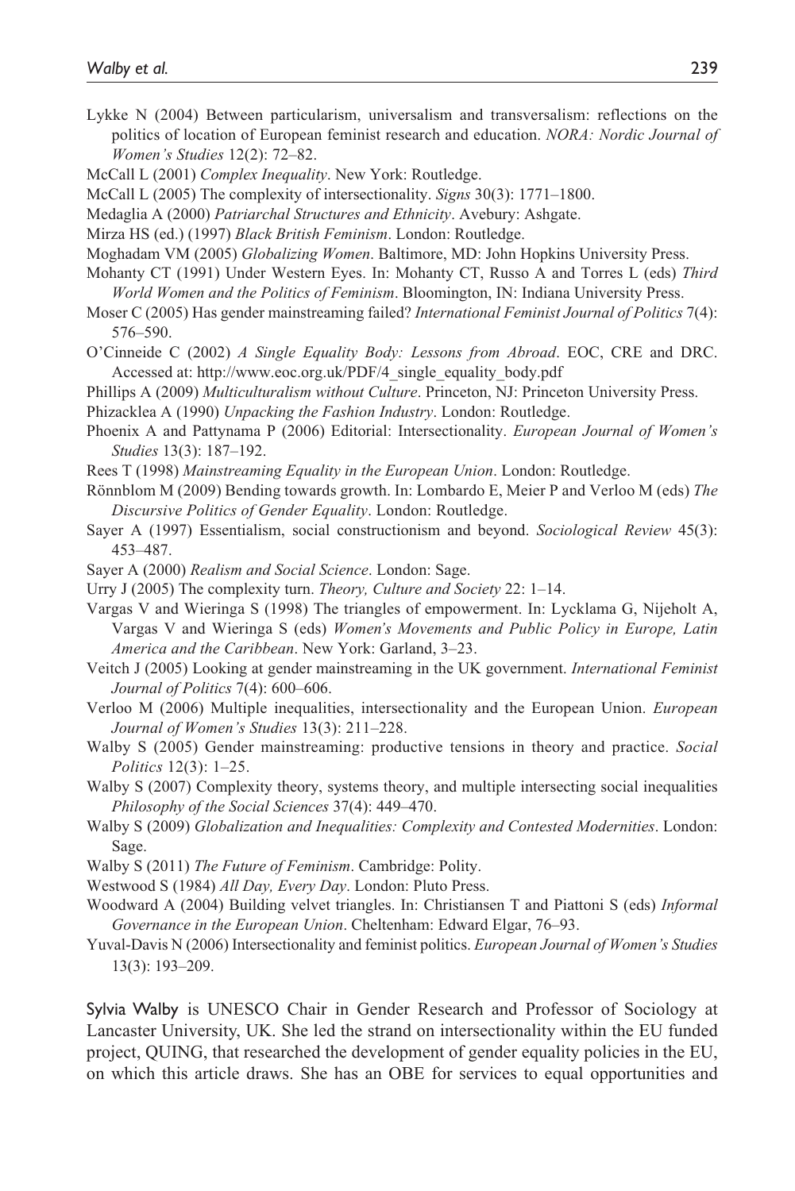Lykke N (2004) Between particularism, universalism and transversalism: reflections on the politics of location of European feminist research and education. *NORA: Nordic Journal of Women's Studies* 12(2): 72–82.

McCall L (2001) *Complex Inequality*. New York: Routledge.

McCall L (2005) The complexity of intersectionality. *Signs* 30(3): 1771–1800.

Medaglia A (2000) *Patriarchal Structures and Ethnicity*. Avebury: Ashgate.

Mirza HS (ed.) (1997) *Black British Feminism*. London: Routledge.

Moghadam VM (2005) *Globalizing Women*. Baltimore, MD: John Hopkins University Press.

Mohanty CT (1991) Under Western Eyes. In: Mohanty CT, Russo A and Torres L (eds) *Third World Women and the Politics of Feminism*. Bloomington, IN: Indiana University Press.

Moser C (2005) Has gender mainstreaming failed? *International Feminist Journal of Politics* 7(4): 576–590.

O'Cinneide C (2002) *A Single Equality Body: Lessons from Abroad*. EOC, CRE and DRC. Accessed at: http://www.eoc.org.uk/PDF/4_single_equality_body.pdf

Phillips A (2009) *Multiculturalism without Culture*. Princeton, NJ: Princeton University Press.

Phizacklea A (1990) *Unpacking the Fashion Industry*. London: Routledge.

Phoenix A and Pattynama P (2006) Editorial: Intersectionality. *European Journal of Women's Studies* 13(3): 187–192.

Rees T (1998) *Mainstreaming Equality in the European Union*. London: Routledge.

Rönnblom M (2009) Bending towards growth. In: Lombardo E, Meier P and Verloo M (eds) *The Discursive Politics of Gender Equality*. London: Routledge.

Sayer A (1997) Essentialism, social constructionism and beyond. *Sociological Review* 45(3): 453–487.

Sayer A (2000) *Realism and Social Science*. London: Sage.

Urry J (2005) The complexity turn. *Theory, Culture and Society* 22: 1–14.

Vargas V and Wieringa S (1998) The triangles of empowerment. In: Lycklama G, Nijeholt A, Vargas V and Wieringa S (eds) *Women's Movements and Public Policy in Europe, Latin America and the Caribbean*. New York: Garland, 3–23.

Veitch J (2005) Looking at gender mainstreaming in the UK government. *International Feminist Journal of Politics* 7(4): 600–606.

Verloo M (2006) Multiple inequalities, intersectionality and the European Union. *European Journal of Women's Studies* 13(3): 211–228.

Walby S (2005) Gender mainstreaming: productive tensions in theory and practice. *Social Politics* 12(3): 1–25.

Walby S (2007) Complexity theory, systems theory, and multiple intersecting social inequalities *Philosophy of the Social Sciences* 37(4): 449–470.

Walby S (2009) *Globalization and Inequalities: Complexity and Contested Modernities*. London: Sage.

Walby S (2011) *The Future of Feminism*. Cambridge: Polity.

Westwood S (1984) *All Day, Every Day*. London: Pluto Press.

Woodward A (2004) Building velvet triangles. In: Christiansen T and Piattoni S (eds) *Informal Governance in the European Union*. Cheltenham: Edward Elgar, 76–93.

Yuval-Davis N (2006) Intersectionality and feminist politics. *European Journal of Women's Studies* 13(3): 193–209.

Sylvia Walby is UNESCO Chair in Gender Research and Professor of Sociology at Lancaster University, UK. She led the strand on intersectionality within the EU funded project, QUING, that researched the development of gender equality policies in the EU, on which this article draws. She has an OBE for services to equal opportunities and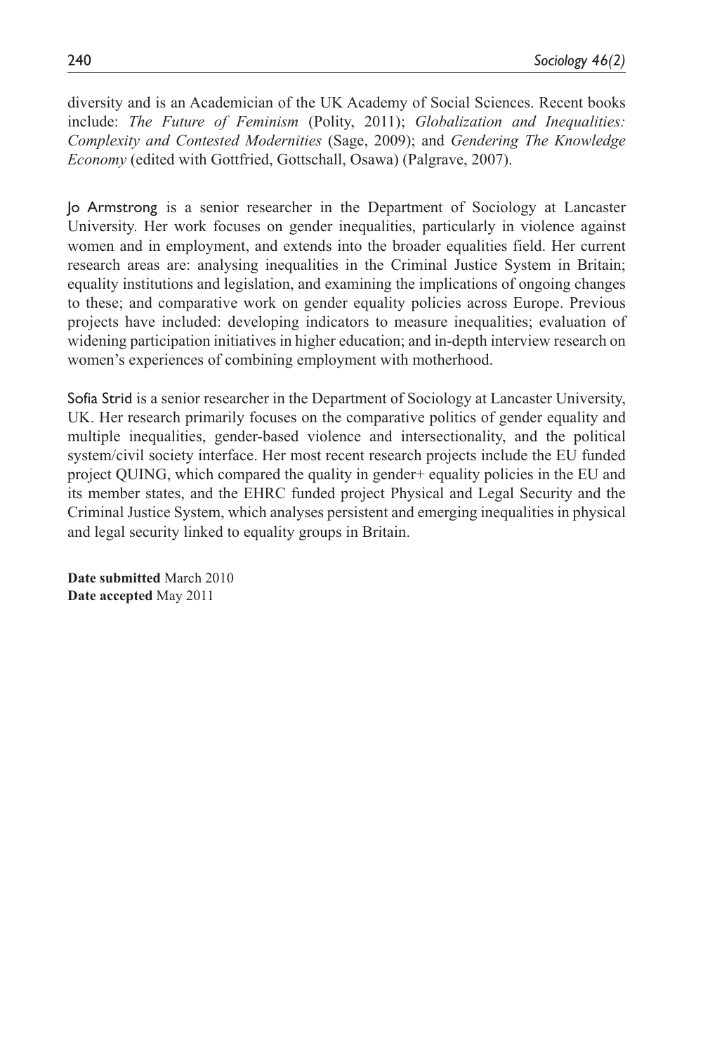diversity and is an Academician of the UK Academy of Social Sciences. Recent books include: *The Future of Feminism* (Polity, 2011); *Globalization and Inequalities: Complexity and Contested Modernities* (Sage, 2009); and *Gendering The Knowledge Economy* (edited with Gottfried, Gottschall, Osawa) (Palgrave, 2007).

Jo Armstrong is a senior researcher in the Department of Sociology at Lancaster University. Her work focuses on gender inequalities, particularly in violence against women and in employment, and extends into the broader equalities field. Her current research areas are: analysing inequalities in the Criminal Justice System in Britain; equality institutions and legislation, and examining the implications of ongoing changes to these; and comparative work on gender equality policies across Europe. Previous projects have included: developing indicators to measure inequalities; evaluation of widening participation initiatives in higher education; and in-depth interview research on women's experiences of combining employment with motherhood.

Sofia Strid is a senior researcher in the Department of Sociology at Lancaster University, UK. Her research primarily focuses on the comparative politics of gender equality and multiple inequalities, gender-based violence and intersectionality, and the political system/civil society interface. Her most recent research projects include the EU funded project QUING, which compared the quality in gender+ equality policies in the EU and its member states, and the EHRC funded project Physical and Legal Security and the Criminal Justice System, which analyses persistent and emerging inequalities in physical and legal security linked to equality groups in Britain.

**Date submitted** March 2010
**Date accepted** May 2011